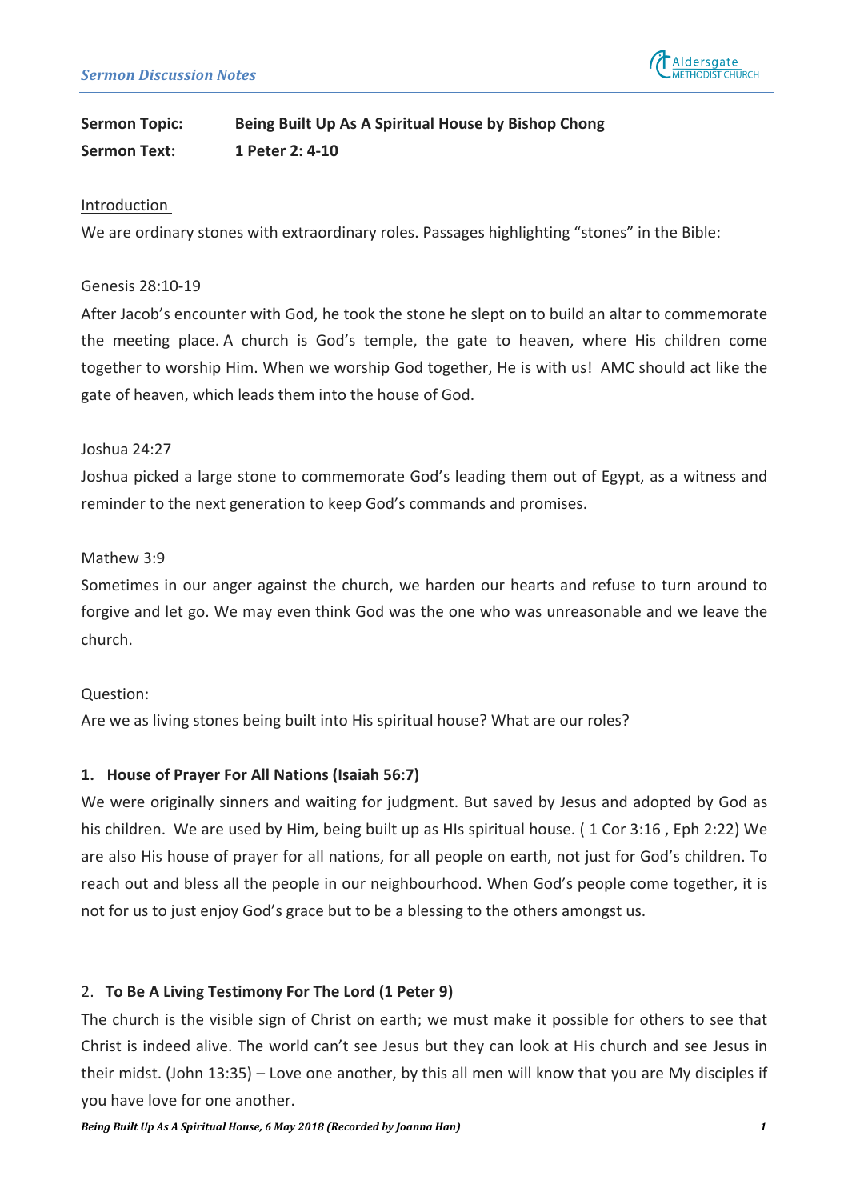**Sermon Topic:** **Being Built Up As A Spiritual House by Bishop Chong**
**Sermon Text:** **1 Peter 2: 4-10**

Introduction

We are ordinary stones with extraordinary roles. Passages highlighting "stones" in the Bible:

Genesis 28:10-19

After Jacob's encounter with God, he took the stone he slept on to build an altar to commemorate the meeting place. A church is God's temple, the gate to heaven, where His children come together to worship Him. When we worship God together, He is with us! AMC should act like the gate of heaven, which leads them into the house of God.

Joshua 24:27

Joshua picked a large stone to commemorate God's leading them out of Egypt, as a witness and reminder to the next generation to keep God's commands and promises.

Mathew 3:9

Sometimes in our anger against the church, we harden our hearts and refuse to turn around to forgive and let go. We may even think God was the one who was unreasonable and we leave the church.

Question:

Are we as living stones being built into His spiritual house? What are our roles?

**1. House of Prayer For All Nations (Isaiah 56:7)**

We were originally sinners and waiting for judgment. But saved by Jesus and adopted by God as his children. We are used by Him, being built up as HIs spiritual house. ( 1 Cor 3:16 , Eph 2:22) We are also His house of prayer for all nations, for all people on earth, not just for God's children. To reach out and bless all the people in our neighbourhood. When God's people come together, it is not for us to just enjoy God's grace but to be a blessing to the others amongst us.

2. **To Be A Living Testimony For The Lord (1 Peter 9)**

The church is the visible sign of Christ on earth; we must make it possible for others to see that Christ is indeed alive. The world can't see Jesus but they can look at His church and see Jesus in their midst. (John 13:35) – Love one another, by this all men will know that you are My disciples if you have love for one another.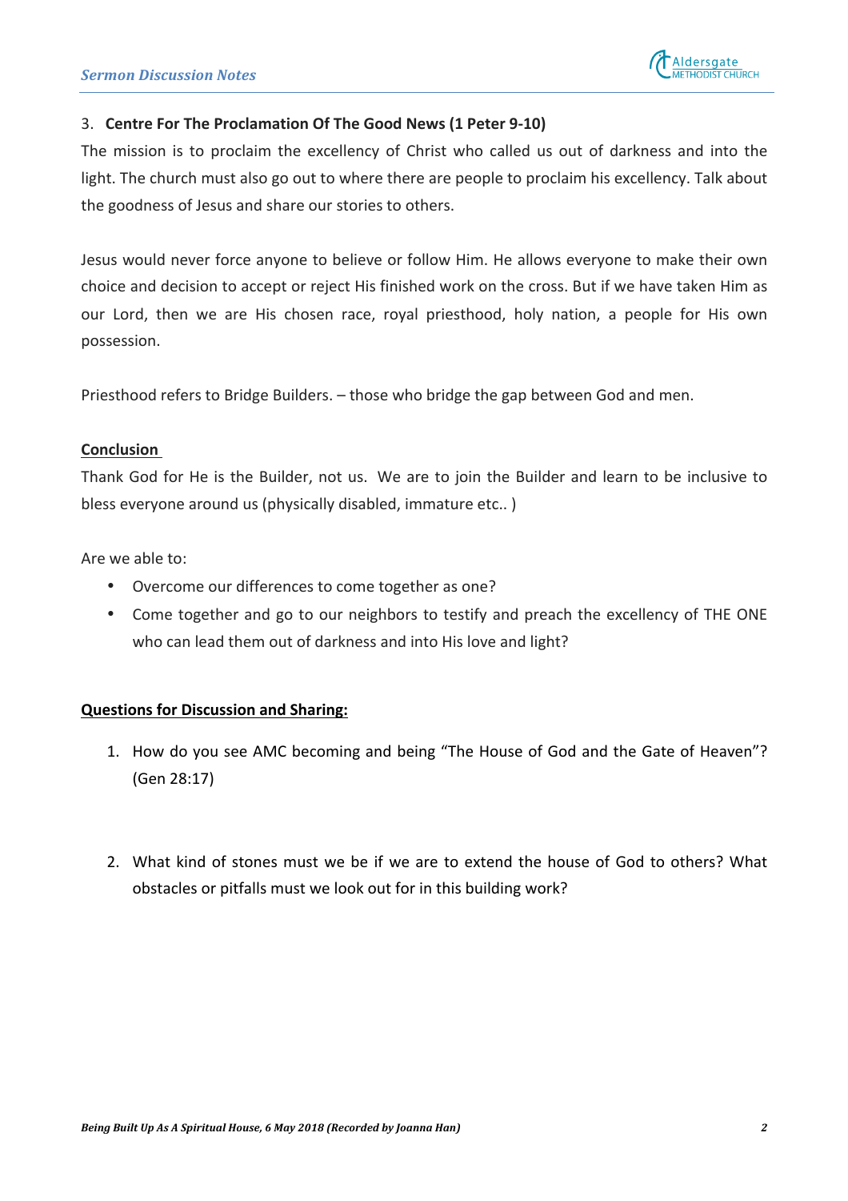3. **Centre For The Proclamation Of The Good News (1 Peter 9-10)**

The mission is to proclaim the excellency of Christ who called us out of darkness and into the light. The church must also go out to where there are people to proclaim his excellency. Talk about the goodness of Jesus and share our stories to others.

Jesus would never force anyone to believe or follow Him. He allows everyone to make their own choice and decision to accept or reject His finished work on the cross. But if we have taken Him as our Lord, then we are His chosen race, royal priesthood, holy nation, a people for His own possession.

Priesthood refers to Bridge Builders. – those who bridge the gap between God and men.

**Conclusion**

Thank God for He is the Builder, not us. We are to join the Builder and learn to be inclusive to bless everyone around us (physically disabled, immature etc.. )

Are we able to:

- Overcome our differences to come together as one?
- Come together and go to our neighbors to testify and preach the excellency of THE ONE who can lead them out of darkness and into His love and light?

**Questions for Discussion and Sharing:**

1. How do you see AMC becoming and being "The House of God and the Gate of Heaven"? (Gen 28:17)

2. What kind of stones must we be if we are to extend the house of God to others? What obstacles or pitfalls must we look out for in this building work?